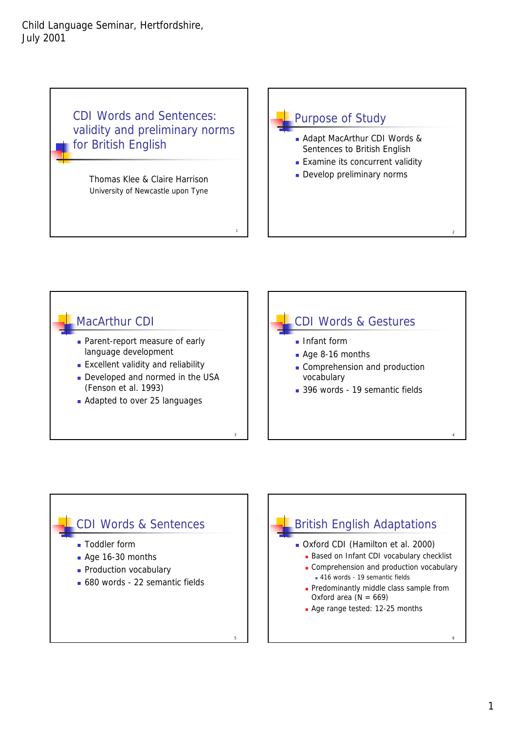Child Language Seminar, Hertfordshire, July 2001

# CDI Words and Sentences: validity and preliminary norms for British English

Thomas Klee & Claire Harrison
University of Newcastle upon Tyne

## Purpose of Study

- Adapt MacArthur CDI Words & Sentences to British English
- Examine its concurrent validity
- Develop preliminary norms

## MacArthur CDI

- Parent-report measure of early language development
- Excellent validity and reliability
- Developed and normed in the USA (Fenson et al. 1993)
- Adapted to over 25 languages

## CDI Words & Gestures

- Infant form
- Age 8-16 months
- Comprehension and production vocabulary
- 396 words - 19 semantic fields

## CDI Words & Sentences

- Toddler form
- Age 16-30 months
- Production vocabulary
- 680 words - 22 semantic fields

## British English Adaptations

- Oxford CDI (Hamilton et al. 2000)
  - Based on Infant CDI vocabulary checklist
  - Comprehension and production vocabulary
    - 416 words - 19 semantic fields
  - Predominantly middle class sample from Oxford area (N = 669)
  - Age range tested: 12-25 months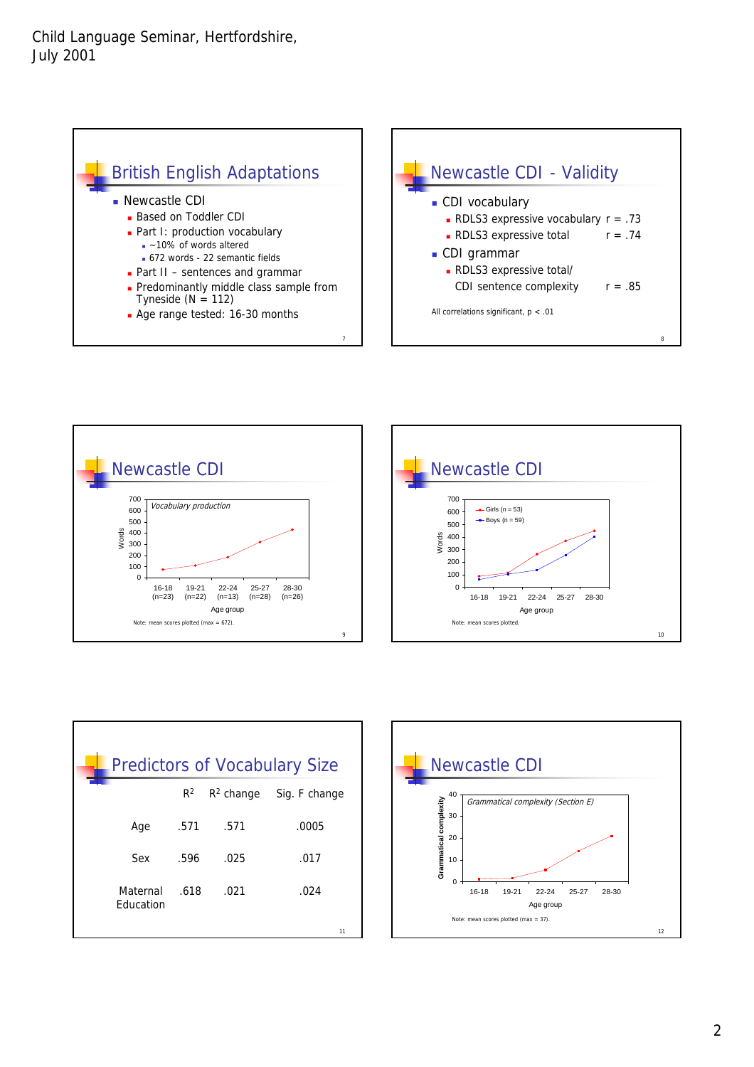Child Language Seminar, Hertfordshire, July 2001

## British English Adaptations

- Newcastle CDI
  - Based on Toddler CDI
  - Part I: production vocabulary
    - ~10% of words altered
    - 672 words - 22 semantic fields
  - Part II – sentences and grammar
  - Predominantly middle class sample from Tyneside (N = 112)
  - Age range tested: 16-30 months

## Newcastle CDI - Validity

- CDI vocabulary
  - RDLS3 expressive vocabulary r = .73
  - RDLS3 expressive total r = .74
- CDI grammar
  - RDLS3 expressive total/ CDI sentence complexity r = .85

All correlations significant, p < .01

## Newcastle CDI

*Vocabulary production*

Words (0–700) by Age group: 16-18 (n=23), 19-21 (n=22), 22-24 (n=13), 25-27 (n=28), 28-30 (n=26)

Note: mean scores plotted (max = 672).

## Newcastle CDI

Words (0–700) by Age group: 16-18, 19-21, 22-24, 25-27, 28-30

Girls (n = 53); Boys (n = 59)

Note: mean scores plotted.

## Predictors of Vocabulary Size

| | $R^2$ | $R^2$ change | Sig. F change |
|---|---|---|---|
| Age | .571 | .571 | .0005 |
| Sex | .596 | .025 | .017 |
| Maternal Education | .618 | .021 | .024 |

## Newcastle CDI

*Grammatical complexity (Section E)*

Grammatical complexity (0–40) by Age group: 16-18, 19-21, 22-24, 25-27, 28-30

Note: mean scores plotted (max = 37).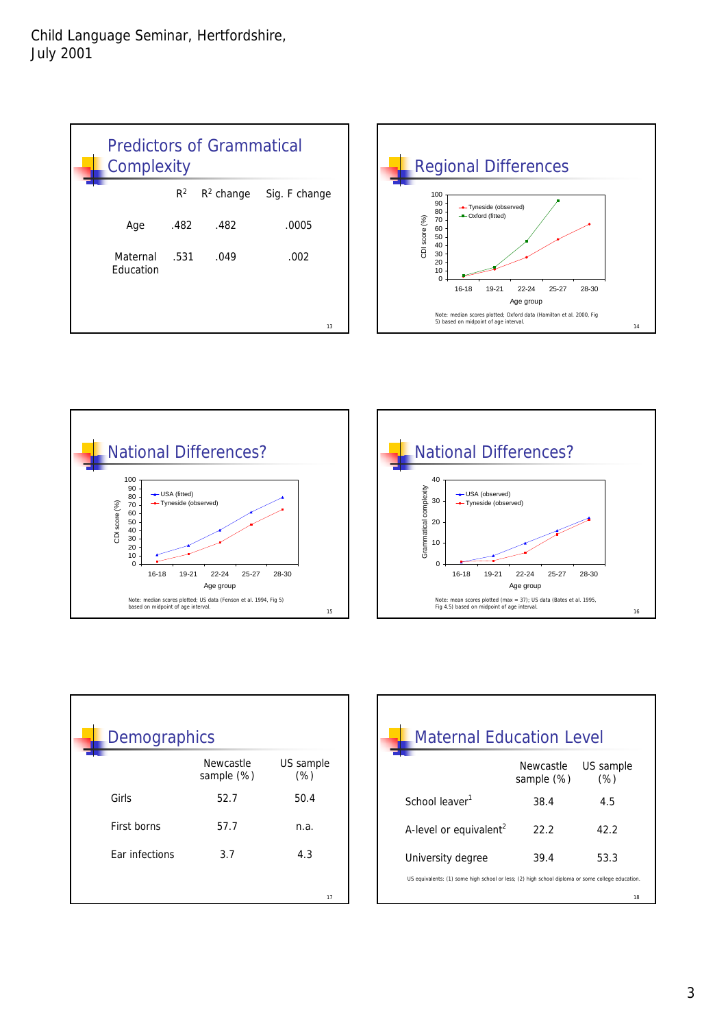Child Language Seminar, Hertfordshire, July 2001

## Predictors of Grammatical Complexity

| | $R^2$ | $R^2$ change | Sig. F change |
|---|---|---|---|
| Age | .482 | .482 | .0005 |
| Maternal Education | .531 | .049 | .002 |

## Regional Differences

Chart: CDI score (%) by Age group (16-18, 19-21, 22-24, 25-27, 28-30); series: Tyneside (observed), Oxford (fitted).

Note: median scores plotted; Oxford data (Hamilton et al. 2000, Fig 5) based on midpoint of age interval.

## National Differences?

Chart: CDI score (%) by Age group (16-18, 19-21, 22-24, 25-27, 28-30); series: USA (fitted), Tyneside (observed).

Note: median scores plotted; US data (Fenson et al. 1994, Fig 5) based on midpoint of age interval.

## National Differences?

Chart: Grammatical complexity by Age group (16-18, 19-21, 22-24, 25-27, 28-30); series: USA (observed), Tyneside (observed).

Note: mean scores plotted (max = 37); US data (Bates et al. 1995, Fig 4.5) based on midpoint of age interval.

## Demographics

| | Newcastle sample (%) | US sample (%) |
|---|---|---|
| Girls | 52.7 | 50.4 |
| First borns | 57.7 | n.a. |
| Ear infections | 3.7 | 4.3 |

## Maternal Education Level

| | Newcastle sample (%) | US sample (%) |
|---|---|---|
| School leaver[1] | 38.4 | 4.5 |
| A-level or equivalent[2] | 22.2 | 42.2 |
| University degree | 39.4 | 53.3 |

US equivalents: (1) some high school or less; (2) high school diploma or some college education.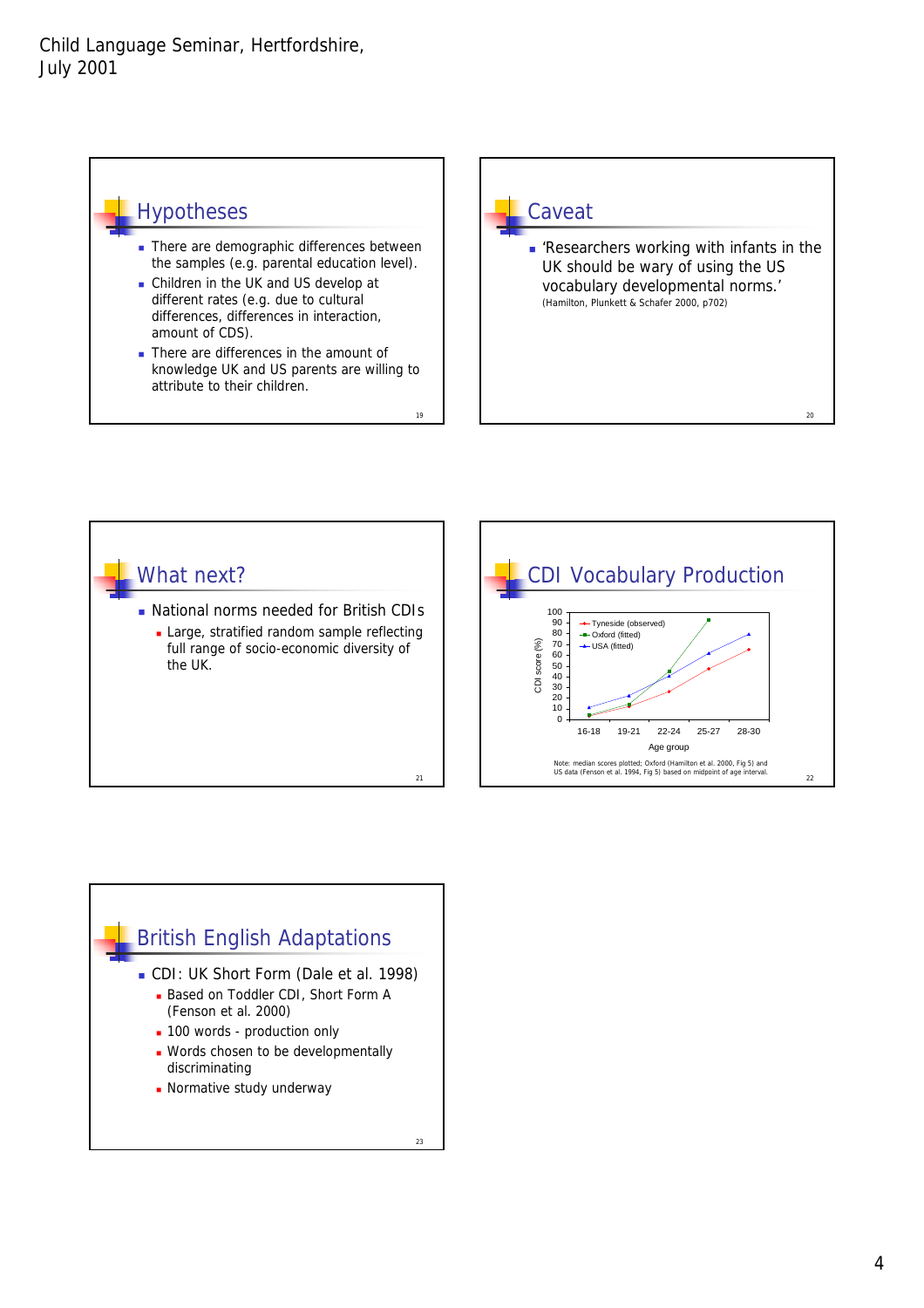## Hypotheses

- There are demographic differences between the samples (e.g. parental education level).
- Children in the UK and US develop at different rates (e.g. due to cultural differences, differences in interaction, amount of CDS).
- There are differences in the amount of knowledge UK and US parents are willing to attribute to their children.

## Caveat

- 'Researchers working with infants in the UK should be wary of using the US vocabulary developmental norms.'
  (Hamilton, Plunkett & Schafer 2000, p702)

## What next?

- National norms needed for British CDIs
  - Large, stratified random sample reflecting full range of socio-economic diversity of the UK.

## CDI Vocabulary Production

CDI score (%)
100
90
80
70
60
50
40
30
20
10
0

Tyneside (observed)
Oxford (fitted)
USA (fitted)

16-18
19-21
22-24
25-27
28-30

Age group

Note: median scores plotted; Oxford (Hamilton et al. 2000, Fig 5) and US data (Fenson et al. 1994, Fig 5) based on midpoint of age interval.

## British English Adaptations

- CDI: UK Short Form (Dale et al. 1998)
  - Based on Toddler CDI, Short Form A (Fenson et al. 2000)
  - 100 words - production only
  - Words chosen to be developmentally discriminating
  - Normative study underway